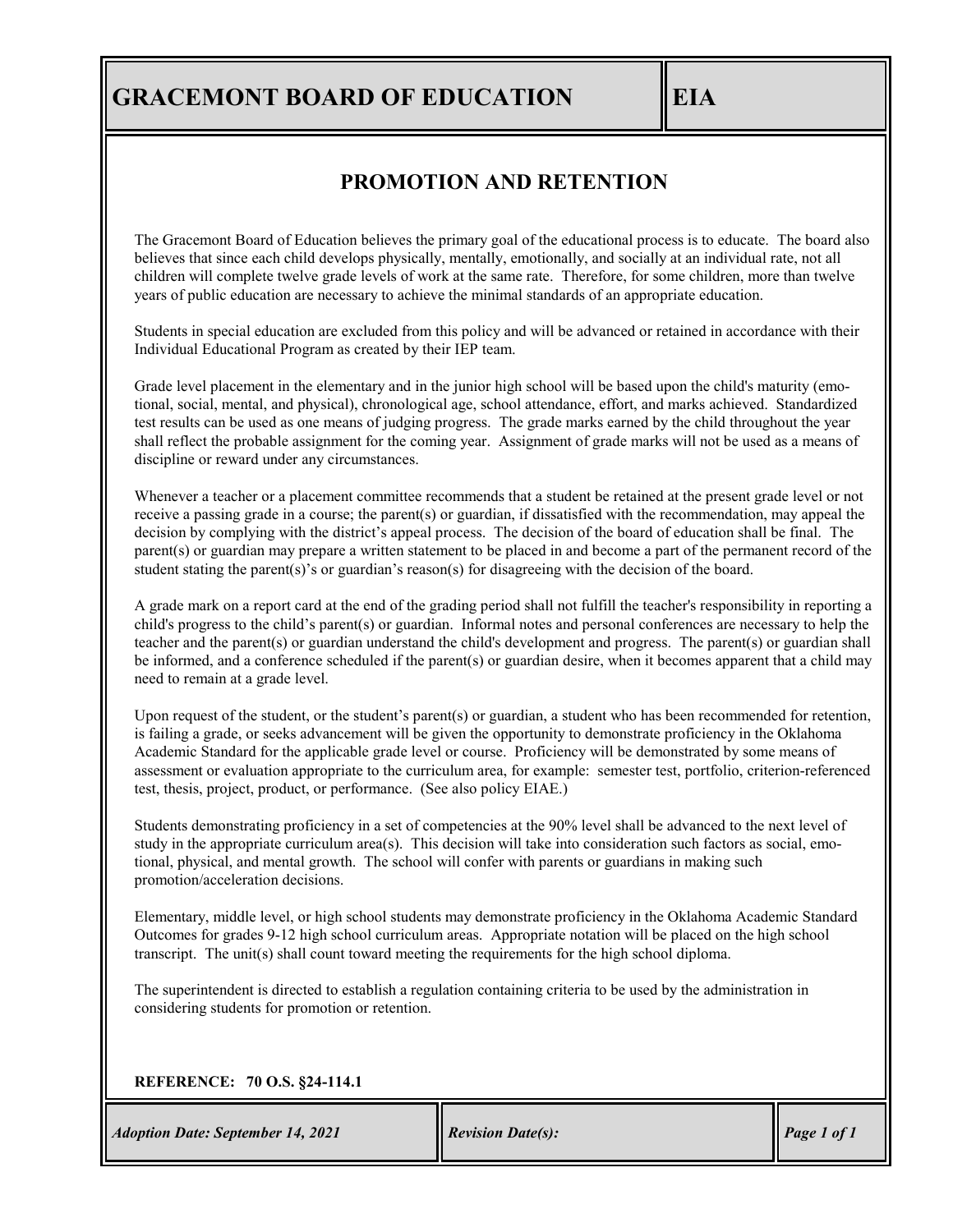# GRACEMONT BOARD OF EDUCATION

# EIA

## PROMOTION AND RETENTION

The Gracemont Board of Education believes the primary goal of the educational process is to educate. The board also believes that since each child develops physically, mentally, emotionally, and socially at an individual rate, not all children will complete twelve grade levels of work at the same rate. Therefore, for some children, more than twelve years of public education are necessary to achieve the minimal standards of an appropriate education.

Students in special education are excluded from this policy and will be advanced or retained in accordance with their Individual Educational Program as created by their IEP team.

Grade level placement in the elementary and in the junior high school will be based upon the child's maturity (emotional, social, mental, and physical), chronological age, school attendance, effort, and marks achieved. Standardized test results can be used as one means of judging progress. The grade marks earned by the child throughout the year shall reflect the probable assignment for the coming year. Assignment of grade marks will not be used as a means of discipline or reward under any circumstances.

Whenever a teacher or a placement committee recommends that a student be retained at the present grade level or not receive a passing grade in a course; the parent(s) or guardian, if dissatisfied with the recommendation, may appeal the decision by complying with the district's appeal process. The decision of the board of education shall be final. The parent(s) or guardian may prepare a written statement to be placed in and become a part of the permanent record of the student stating the parent(s)'s or guardian's reason(s) for disagreeing with the decision of the board.

A grade mark on a report card at the end of the grading period shall not fulfill the teacher's responsibility in reporting a child's progress to the child's parent(s) or guardian. Informal notes and personal conferences are necessary to help the teacher and the parent(s) or guardian understand the child's development and progress. The parent(s) or guardian shall be informed, and a conference scheduled if the parent(s) or guardian desire, when it becomes apparent that a child may need to remain at a grade level.

Upon request of the student, or the student's parent(s) or guardian, a student who has been recommended for retention, is failing a grade, or seeks advancement will be given the opportunity to demonstrate proficiency in the Oklahoma Academic Standard for the applicable grade level or course. Proficiency will be demonstrated by some means of assessment or evaluation appropriate to the curriculum area, for example: semester test, portfolio, criterion-referenced test, thesis, project, product, or performance. (See also policy EIAE.)

Students demonstrating proficiency in a set of competencies at the 90% level shall be advanced to the next level of study in the appropriate curriculum area(s). This decision will take into consideration such factors as social, emotional, physical, and mental growth. The school will confer with parents or guardians in making such promotion/acceleration decisions.

Elementary, middle level, or high school students may demonstrate proficiency in the Oklahoma Academic Standard Outcomes for grades 9-12 high school curriculum areas. Appropriate notation will be placed on the high school transcript. The unit(s) shall count toward meeting the requirements for the high school diploma.

The superintendent is directed to establish a regulation containing criteria to be used by the administration in considering students for promotion or retention.

**REFERENCE: 70 O.S. §24-114.1**

| *Adoption Date: September 14, 2021* | *Revision Date(s):* |
|---|---|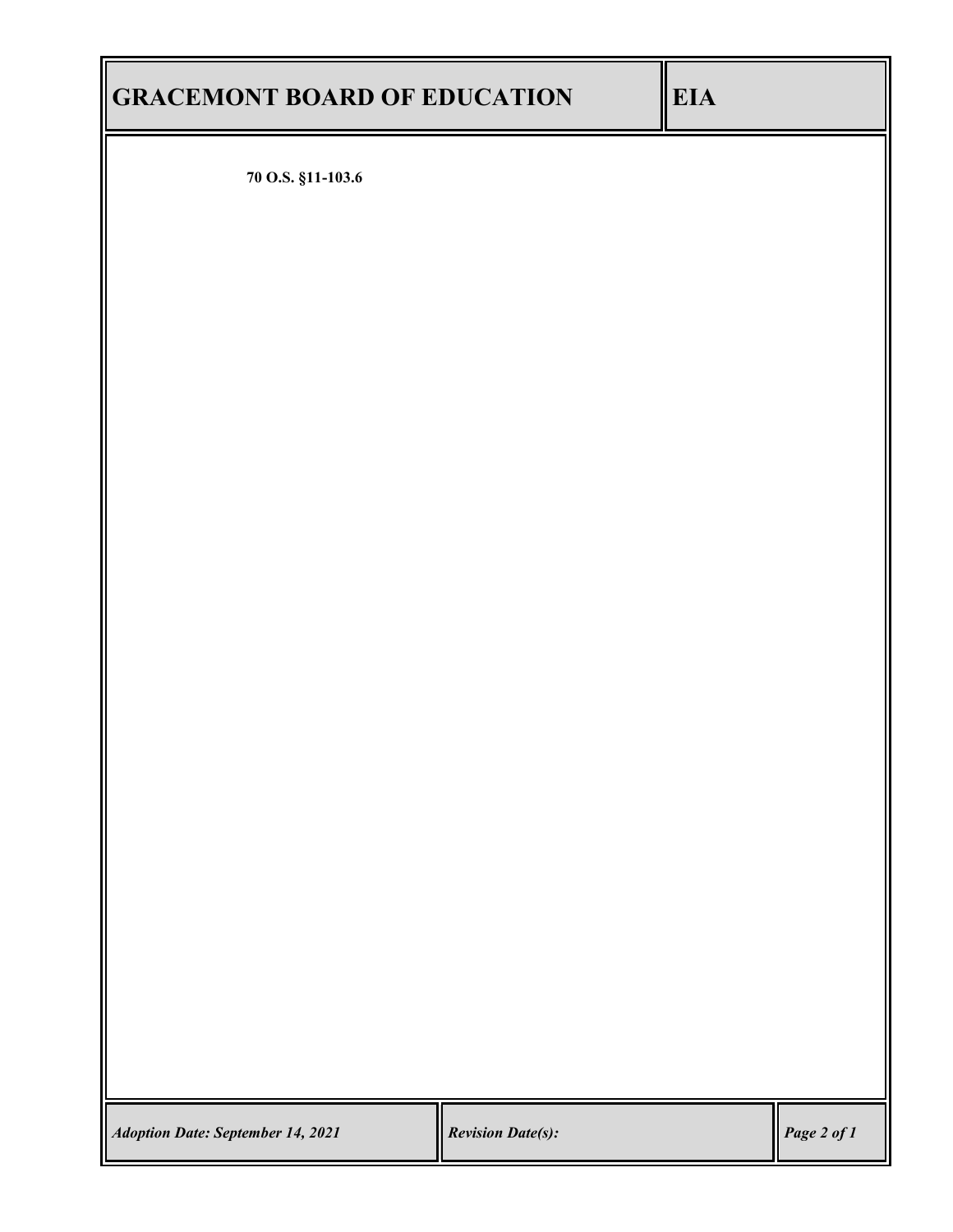**70 O.S. §11-103.6**